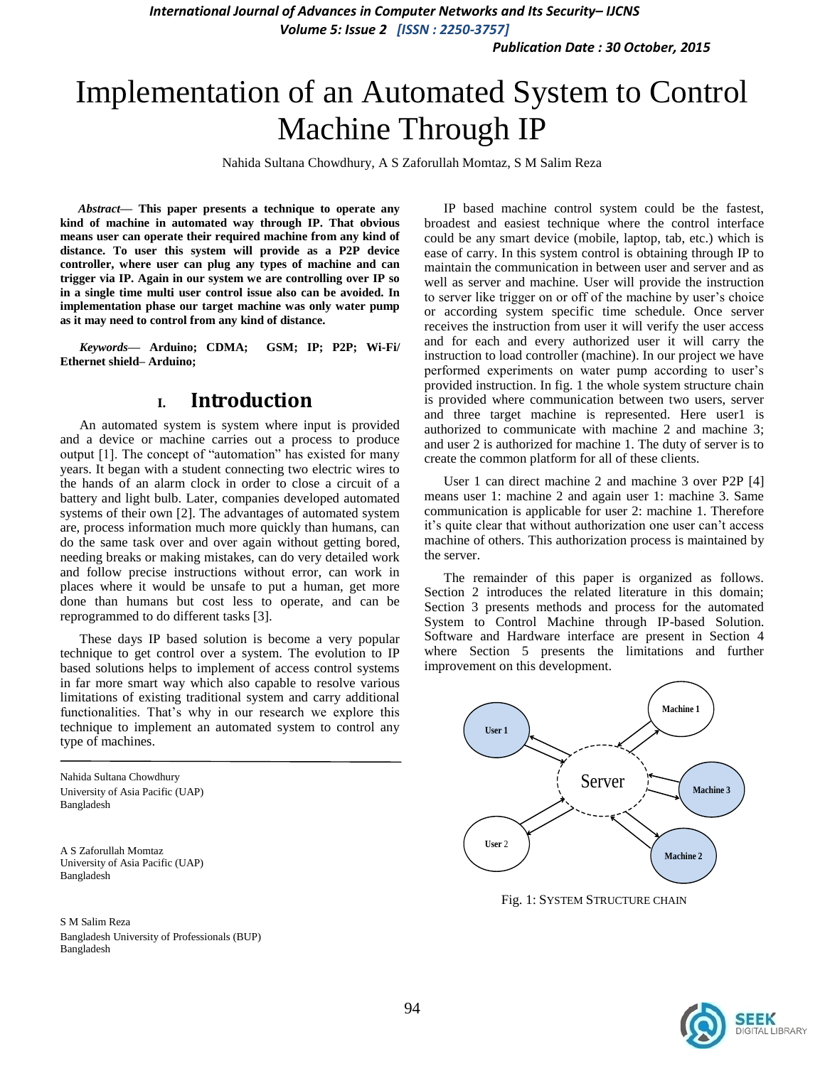# Implementation of an Automated System to Control Machine Through IP

Nahida Sultana Chowdhury, A S Zaforullah Momtaz, S M Salim Reza

***Abstract*— This paper presents a technique to operate any kind of machine in automated way through IP. That obvious means user can operate their required machine from any kind of distance. To user this system will provide as a P2P device controller, where user can plug any types of machine and can trigger via IP. Again in our system we are controlling over IP so in a single time multi user control issue also can be avoided. In implementation phase our target machine was only water pump as it may need to control from any kind of distance.**

***Keywords*— Arduino; CDMA; GSM; IP; P2P; Wi-Fi/ Ethernet shield– Arduino;**

## I. Introduction

An automated system is system where input is provided and a device or machine carries out a process to produce output [1]. The concept of "automation" has existed for many years. It began with a student connecting two electric wires to the hands of an alarm clock in order to close a circuit of a battery and light bulb. Later, companies developed automated systems of their own [2]. The advantages of automated system are, process information much more quickly than humans, can do the same task over and over again without getting bored, needing breaks or making mistakes, can do very detailed work and follow precise instructions without error, can work in places where it would be unsafe to put a human, get more done than humans but cost less to operate, and can be reprogrammed to do different tasks [3].

These days IP based solution is become a very popular technique to get control over a system. The evolution to IP based solutions helps to implement of access control systems in far more smart way which also capable to resolve various limitations of existing traditional system and carry additional functionalities. That's why in our research we explore this technique to implement an automated system to control any type of machines.

Nahida Sultana Chowdhury
University of Asia Pacific (UAP)
Bangladesh

A S Zaforullah Momtaz
University of Asia Pacific (UAP)
Bangladesh

S M Salim Reza
Bangladesh University of Professionals (BUP)
Bangladesh

IP based machine control system could be the fastest, broadest and easiest technique where the control interface could be any smart device (mobile, laptop, tab, etc.) which is ease of carry. In this system control is obtaining through IP to maintain the communication in between user and server and as well as server and machine. User will provide the instruction to server like trigger on or off of the machine by user's choice or according system specific time schedule. Once server receives the instruction from user it will verify the user access and for each and every authorized user it will carry the instruction to load controller (machine). In our project we have performed experiments on water pump according to user's provided instruction. In fig. 1 the whole system structure chain is provided where communication between two users, server and three target machine is represented. Here user1 is authorized to communicate with machine 2 and machine 3; and user 2 is authorized for machine 1. The duty of server is to create the common platform for all of these clients.

User 1 can direct machine 2 and machine 3 over P2P [4] means user 1: machine 2 and again user 1: machine 3. Same communication is applicable for user 2: machine 1. Therefore it's quite clear that without authorization one user can't access machine of others. This authorization process is maintained by the server.

The remainder of this paper is organized as follows. Section 2 introduces the related literature in this domain; Section 3 presents methods and process for the automated System to Control Machine through IP-based Solution. Software and Hardware interface are present in Section 4 where Section 5 presents the limitations and further improvement on this development.

Fig. 1: System Structure Chain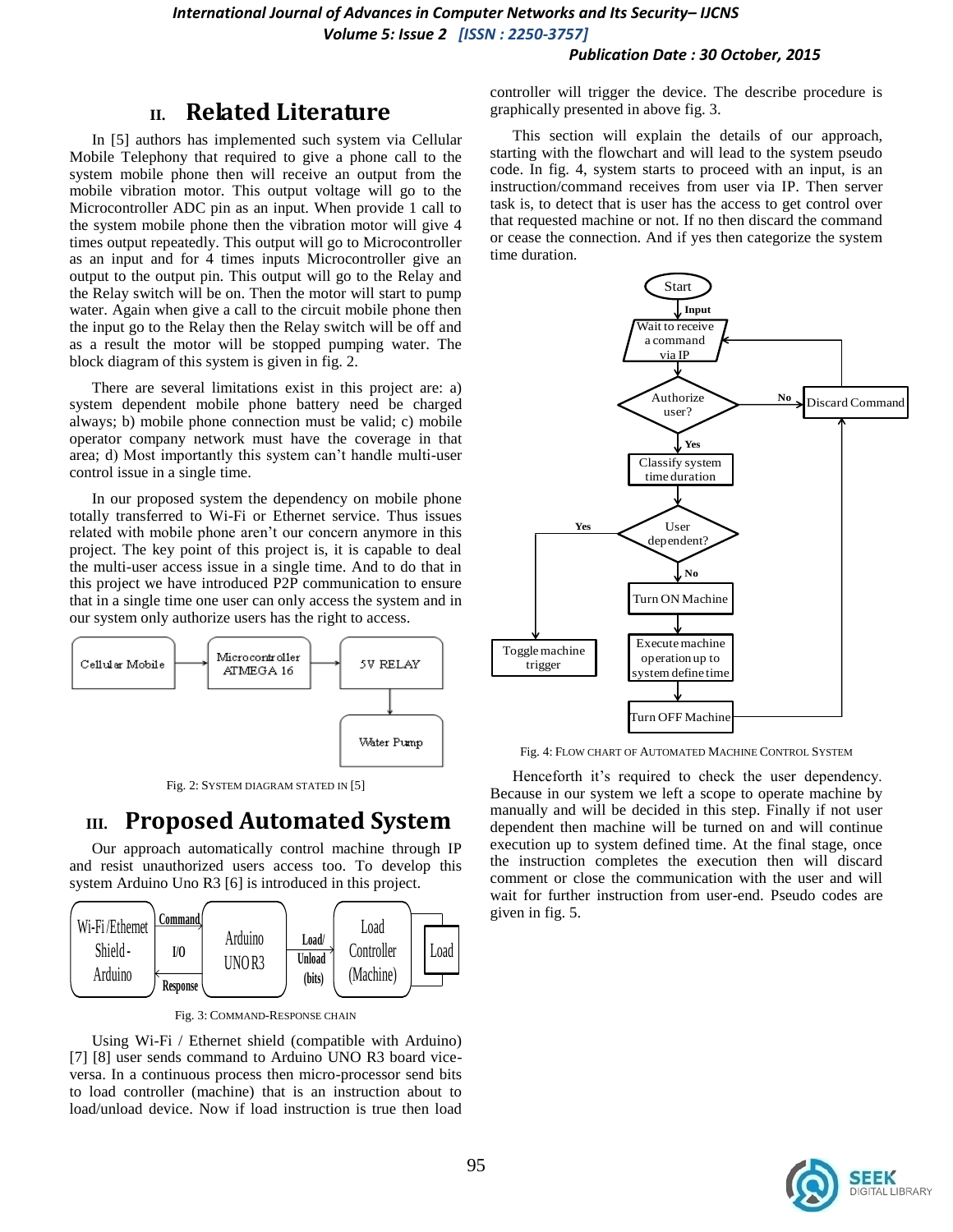## II. Related Literature

In [5] authors has implemented such system via Cellular Mobile Telephony that required to give a phone call to the system mobile phone then will receive an output from the mobile vibration motor. This output voltage will go to the Microcontroller ADC pin as an input. When provide 1 call to the system mobile phone then the vibration motor will give 4 times output repeatedly. This output will go to Microcontroller as an input and for 4 times inputs Microcontroller give an output to the output pin. This output will go to the Relay and the Relay switch will be on. Then the motor will start to pump water. Again when give a call to the circuit mobile phone then the input go to the Relay switch will be off and as a result the motor will be stopped pumping water. The block diagram of this system is given in fig. 2.

There are several limitations exist in this project are: a) system dependent mobile phone battery need be charged always; b) mobile phone connection must be valid; c) mobile operator company network must have the coverage in that area; d) Most importantly this system can't handle multi-user control issue in a single time.

In our proposed system the dependency on mobile phone totally transferred to Wi-Fi or Ethernet service. Thus issues related with mobile phone aren't our concern anymore in this project. The key point of this project is, it is capable to deal the multi-user access issue in a single time. And to do that in this project we have introduced P2P communication to ensure that in a single time one user can only access the system and in our system only authorize users has the right to access.

Cellular Mobile → Microcontroller ATMEGA 16 → 5V RELAY → Water Pump

Fig. 2: System diagram stated in [5]

## III. Proposed Automated System

Our approach automatically control machine through IP and resist unauthorized users access too. To develop this system Arduino Uno R3 [6] is introduced in this project.

Wi-Fi/Ethemet Shield - Arduino ⇄ (Command / I/O / Response) ⇄ Arduino UNO R3 → (Load/ Unload (bits)) → Load Controller (Machine) → Load

Fig. 3: Command-Response Chain

Using Wi-Fi / Ethernet shield (compatible with Arduino) [7] [8] user sends command to Arduino UNO R3 board vice-versa. In a continuous process then micro-processor send bits to load controller (machine) that is an instruction about to load/unload device. Now if load instruction is true then load controller will trigger the device. The describe procedure is graphically presented in above fig. 3.

This section will explain the details of our approach, starting with the flowchart and will lead to the system pseudo code. In fig. 4, system starts to proceed with an input, is an instruction/command receives from user via IP. Then server task is, to detect that is user has the access to get control over that requested machine or not. If no then discard the command or cease the connection. And if yes then categorize the system time duration.

Start → (Input) Wait to receive a command via IP → Authorize user? — No → Discard Command (→ back to Wait to receive a command via IP); Yes → Classify system time duration → User dependent? — Yes → Toggle machine trigger; No → Turn ON Machine → Execute machine operation up to system define time → Turn OFF Machine (→ Discard Command)

Fig. 4: Flow chart of Automated Machine Control System

Henceforth it's required to check the user dependency. Because in our system we left a scope to operate machine by manually and will be decided in this step. Finally if not user dependent then machine will be turned on and will continue execution up to system defined time. At the final stage, once the instruction completes the execution then will discard comment or close the communication with the user and will wait for further instruction from user-end. Pseudo codes are given in fig. 5.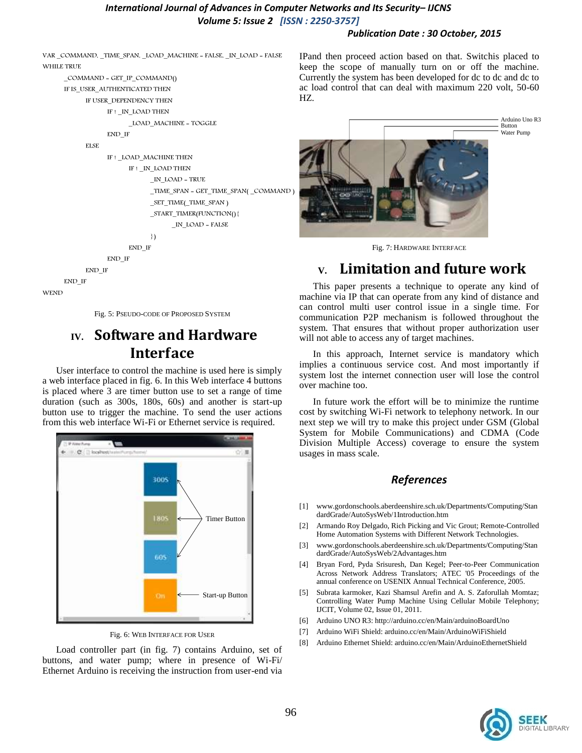```
VAR _COMMAND, _TIME_SPAN, _LOAD_MACHINE = FALSE, _IN_LOAD = FALSE
WHILE TRUE
    _COMMAND = GET_IP_COMMAND()
    IF IS_USER_AUTHENTICATED THEN
        IF USER_DEPENDENCY THEN
            IF ! _IN_LOAD THEN
                _LOAD_MACHINE = TOGGLE
            END_IF
        ELSE
            IF ! _LOAD_MACHINE THEN
                IF ! _IN_LOAD THEN
                    _IN_LOAD = TRUE
                    _TIME_SPAN = GET_TIME_SPAN( _COMMAND )
                    _SET_TIME( _TIME_SPAN )
                    _START_TIMER(FUNCTION(){
                        _IN_LOAD = FALSE
                    })
                END_IF
            END_IF
        END_IF
    END_IF
WEND
```

Fig. 5: Pseudo-code of Proposed System

## IV. Software and Hardware Interface

User interface to control the machine is used here is simply a web interface placed in fig. 6. In this Web interface 4 buttons is placed where 3 are timer button use to set a range of time duration (such as 300s, 180s, 60s) and another is start-up button use to trigger the machine. To send the user actions from this web interface Wi-Fi or Ethernet service is required.

Fig. 6: Web Interface for User

Load controller part (in fig. 7) contains Arduino, set of buttons, and water pump; where in presence of Wi-Fi/ Ethernet Arduino is receiving the instruction from user-end via IPand then proceed action based on that. Switchis placed to keep the scope of manually turn on or off the machine. Currently the system has been developed for dc to dc and dc to ac load control that can deal with maximum 220 volt, 50-60 HZ.

Fig. 7: Hardware Interface

## V. Limitation and future work

This paper presents a technique to operate any kind of machine via IP that can operate from any kind of distance and can control multi user control issue in a single time. For communication P2P mechanism is followed throughout the system. That ensures that without proper authorization user will not able to access any of target machines.

In this approach, Internet service is mandatory which implies a continuous service cost. And most importantly if system lost the internet connection user will lose the control over machine too.

In future work the effort will be to minimize the runtime cost by switching Wi-Fi network to telephony network. In our next step we will try to make this project under GSM (Global System for Mobile Communications) and CDMA (Code Division Multiple Access) coverage to ensure the system usages in mass scale.

## References

[1] www.gordonschools.aberdeenshire.sch.uk/Departments/Computing/StandardGrade/AutoSysWeb/1Introduction.htm

[2] Armando Roy Delgado, Rich Picking and Vic Grout; Remote-Controlled Home Automation Systems with Different Network Technologies.

[3] www.gordonschools.aberdeenshire.sch.uk/Departments/Computing/StandardGrade/AutoSysWeb/2Advantages.htm

[4] Bryan Ford, Pyda Srisuresh, Dan Kegel; Peer-to-Peer Communication Across Network Address Translators; ATEC '05 Proceedings of the annual conference on USENIX Annual Technical Conference, 2005.

[5] Subrata karmoker, Kazi Shamsul Arefin and A. S. Zaforullah Momtaz; Controlling Water Pump Machine Using Cellular Mobile Telephony; IJCIT, Volume 02, Issue 01, 2011.

[6] Arduino UNO R3: http://arduino.cc/en/Main/arduinoBoardUno

[7] Arduino WiFi Shield: arduino.cc/en/Main/ArduinoWiFiShield

[8] Arduino Ethernet Shield: arduino.cc/en/Main/ArduinoEthernetShield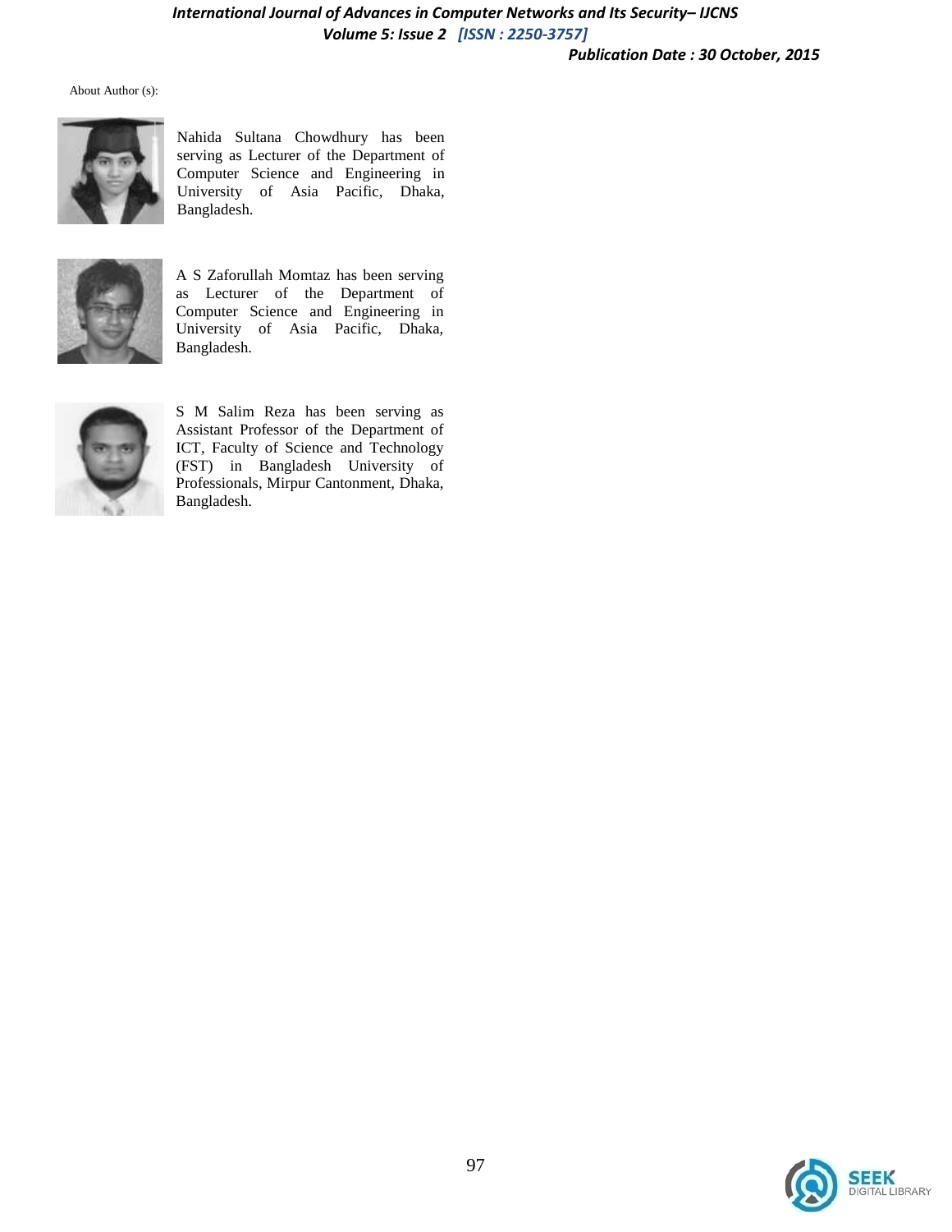About Author (s):

Nahida Sultana Chowdhury has been serving as Lecturer of the Department of Computer Science and Engineering in University of Asia Pacific, Dhaka, Bangladesh.

A S Zaforullah Momtaz has been serving as Lecturer of the Department of Computer Science and Engineering in University of Asia Pacific, Dhaka, Bangladesh.

S M Salim Reza has been serving as Assistant Professor of the Department of ICT, Faculty of Science and Technology (FST) in Bangladesh University of Professionals, Mirpur Cantonment, Dhaka, Bangladesh.